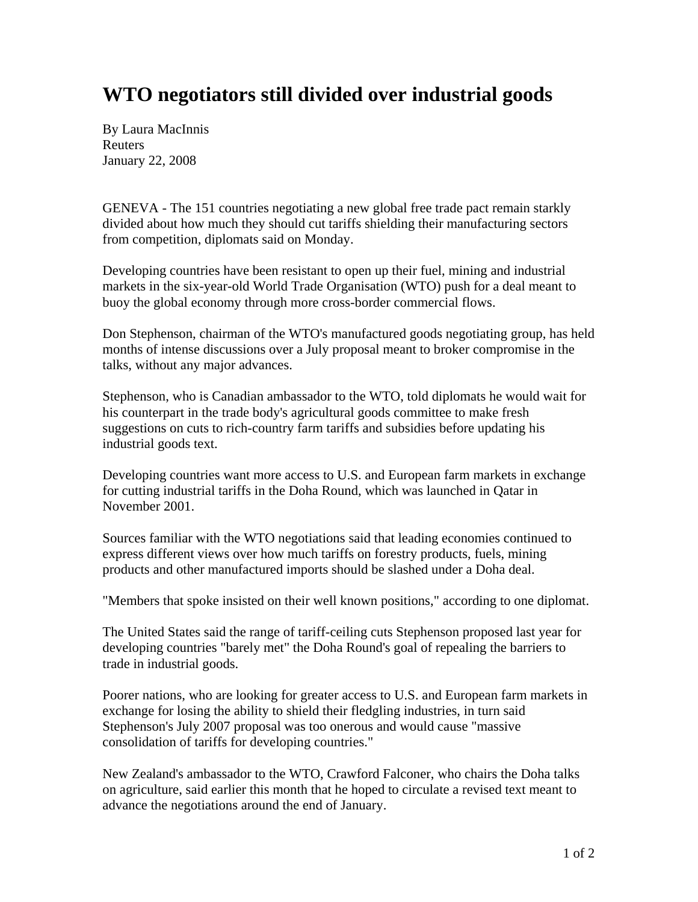# WTO negotiators still divided over industrial goods

By Laura MacInnis
Reuters
January 22, 2008

GENEVA - The 151 countries negotiating a new global free trade pact remain starkly divided about how much they should cut tariffs shielding their manufacturing sectors from competition, diplomats said on Monday.

Developing countries have been resistant to open up their fuel, mining and industrial markets in the six-year-old World Trade Organisation (WTO) push for a deal meant to buoy the global economy through more cross-border commercial flows.

Don Stephenson, chairman of the WTO's manufactured goods negotiating group, has held months of intense discussions over a July proposal meant to broker compromise in the talks, without any major advances.

Stephenson, who is Canadian ambassador to the WTO, told diplomats he would wait for his counterpart in the trade body's agricultural goods committee to make fresh suggestions on cuts to rich-country farm tariffs and subsidies before updating his industrial goods text.

Developing countries want more access to U.S. and European farm markets in exchange for cutting industrial tariffs in the Doha Round, which was launched in Qatar in November 2001.

Sources familiar with the WTO negotiations said that leading economies continued to express different views over how much tariffs on forestry products, fuels, mining products and other manufactured imports should be slashed under a Doha deal.

"Members that spoke insisted on their well known positions," according to one diplomat.

The United States said the range of tariff-ceiling cuts Stephenson proposed last year for developing countries "barely met" the Doha Round's goal of repealing the barriers to trade in industrial goods.

Poorer nations, who are looking for greater access to U.S. and European farm markets in exchange for losing the ability to shield their fledgling industries, in turn said Stephenson's July 2007 proposal was too onerous and would cause "massive consolidation of tariffs for developing countries."

New Zealand's ambassador to the WTO, Crawford Falconer, who chairs the Doha talks on agriculture, said earlier this month that he hoped to circulate a revised text meant to advance the negotiations around the end of January.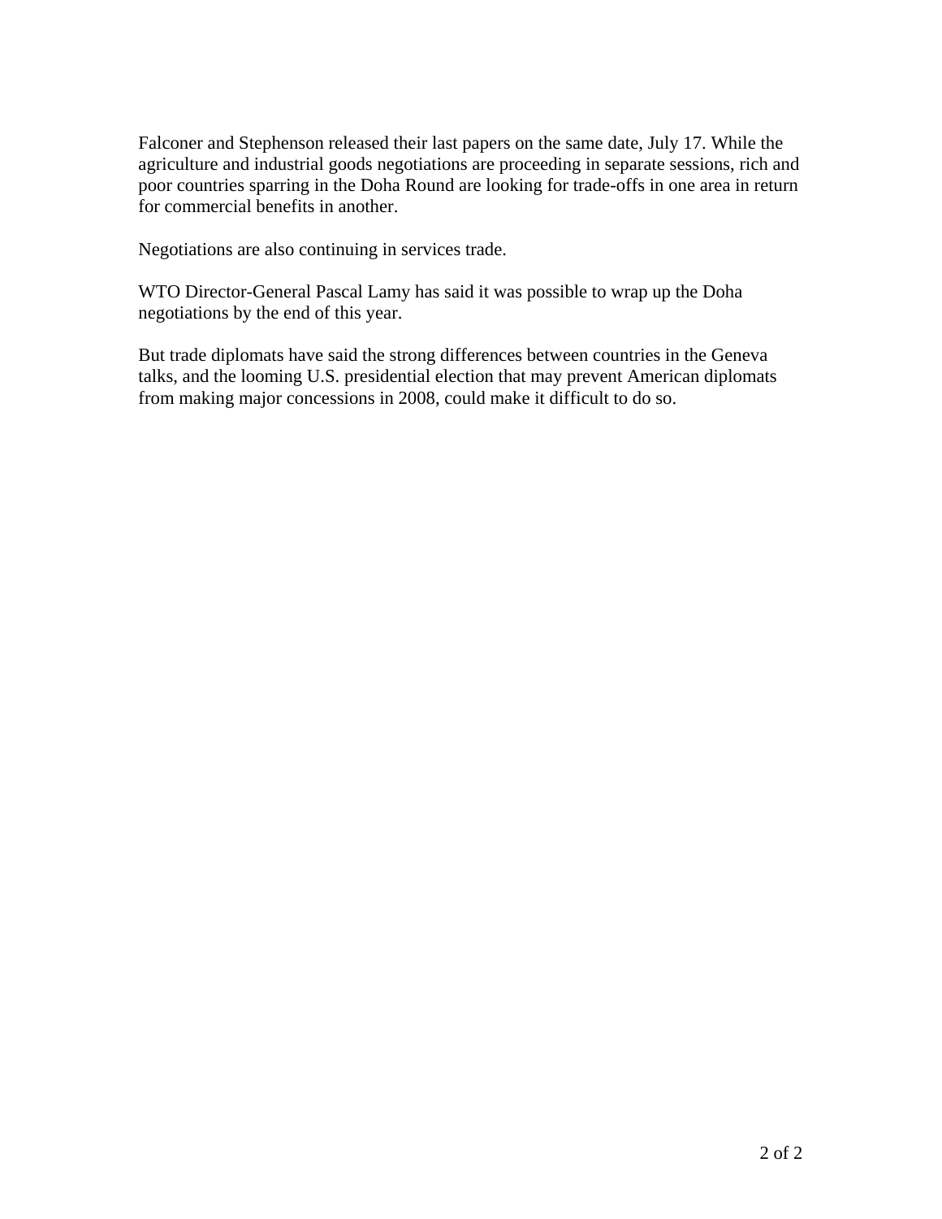Falconer and Stephenson released their last papers on the same date, July 17. While the agriculture and industrial goods negotiations are proceeding in separate sessions, rich and poor countries sparring in the Doha Round are looking for trade-offs in one area in return for commercial benefits in another.

Negotiations are also continuing in services trade.

WTO Director-General Pascal Lamy has said it was possible to wrap up the Doha negotiations by the end of this year.

But trade diplomats have said the strong differences between countries in the Geneva talks, and the looming U.S. presidential election that may prevent American diplomats from making major concessions in 2008, could make it difficult to do so.